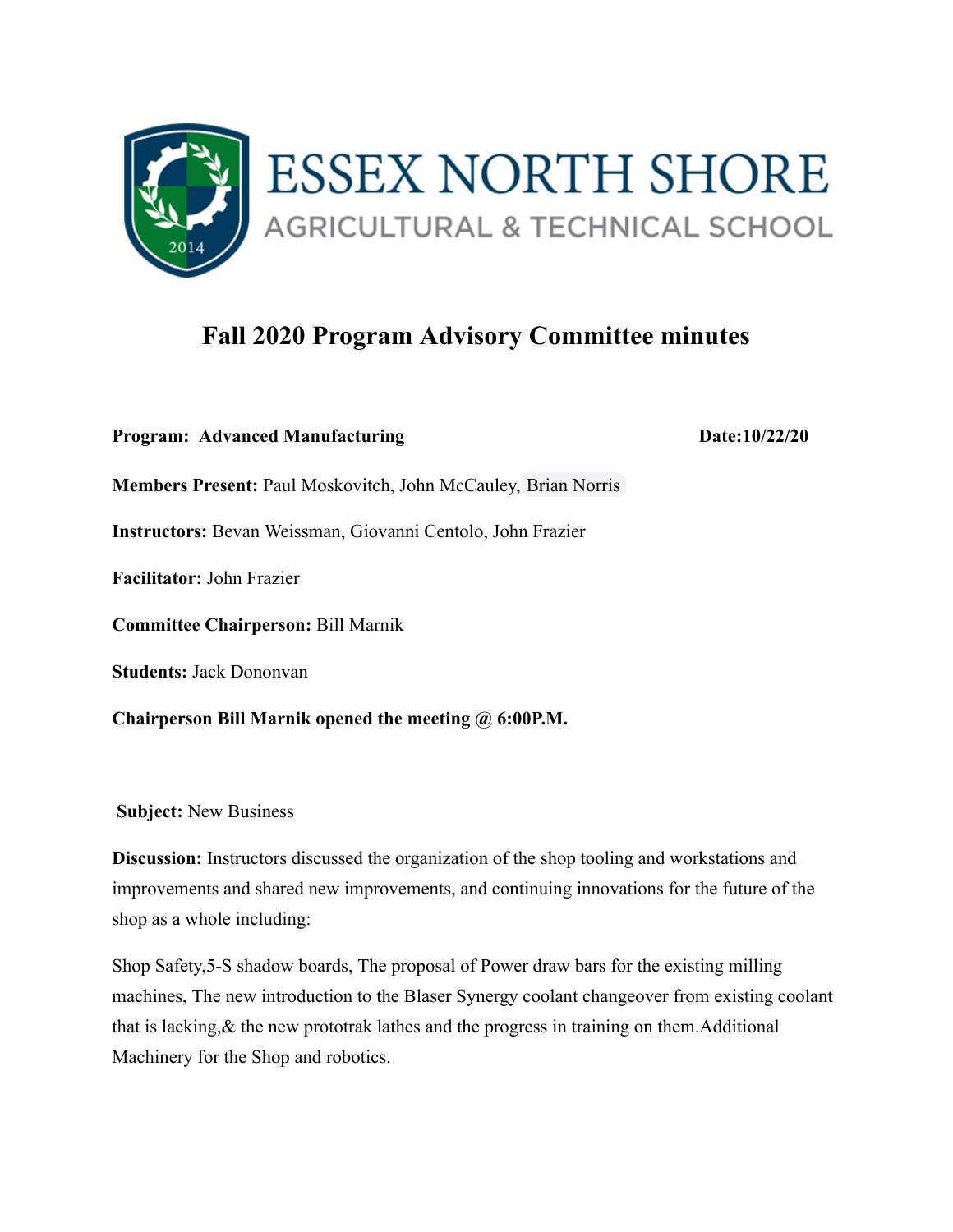# ESSEX NORTH SHORE

AGRICULTURAL & TECHNICAL SCHOOL

## Fall 2020 Program Advisory Committee minutes

**Program: Advanced Manufacturing** **Date:10/22/20**

**Members Present:** Paul Moskovitch, John McCauley, Brian Norris

**Instructors:** Bevan Weissman, Giovanni Centolo, John Frazier

**Facilitator:** John Frazier

**Committee Chairperson:** Bill Marnik

**Students:** Jack Dononvan

**Chairperson Bill Marnik opened the meeting @ 6:00P.M.**

**Subject:** New Business

**Discussion:** Instructors discussed the organization of the shop tooling and workstations and improvements and shared new improvements, and continuing innovations for the future of the shop as a whole including:

Shop Safety,5-S shadow boards, The proposal of Power draw bars for the existing milling machines, The new introduction to the Blaser Synergy coolant changeover from existing coolant that is lacking,& the new prototrak lathes and the progress in training on them.Additional Machinery for the Shop and robotics.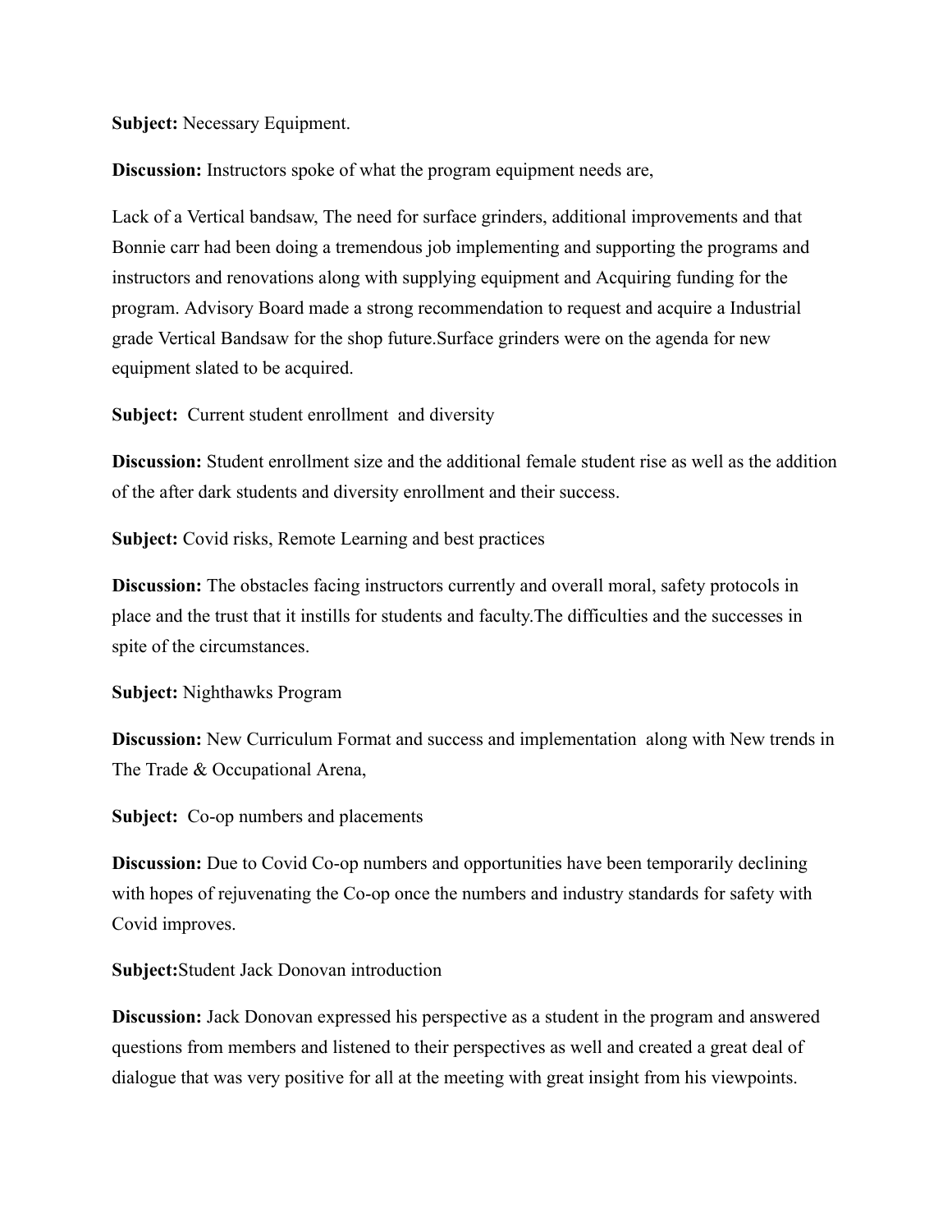**Subject:** Necessary Equipment.

**Discussion:** Instructors spoke of what the program equipment needs are,

Lack of a Vertical bandsaw, The need for surface grinders, additional improvements and that Bonnie carr had been doing a tremendous job implementing and supporting the programs and instructors and renovations along with supplying equipment and Acquiring funding for the program. Advisory Board made a strong recommendation to request and acquire a Industrial grade Vertical Bandsaw for the shop future.Surface grinders were on the agenda for new equipment slated to be acquired.

**Subject:** Current student enrollment and diversity

**Discussion:** Student enrollment size and the additional female student rise as well as the addition of the after dark students and diversity enrollment and their success.

**Subject:** Covid risks, Remote Learning and best practices

**Discussion:** The obstacles facing instructors currently and overall moral, safety protocols in place and the trust that it instills for students and faculty.The difficulties and the successes in spite of the circumstances.

**Subject:** Nighthawks Program

**Discussion:** New Curriculum Format and success and implementation along with New trends in The Trade & Occupational Arena,

**Subject:** Co-op numbers and placements

**Discussion:** Due to Covid Co-op numbers and opportunities have been temporarily declining with hopes of rejuvenating the Co-op once the numbers and industry standards for safety with Covid improves.

**Subject:**Student Jack Donovan introduction

**Discussion:** Jack Donovan expressed his perspective as a student in the program and answered questions from members and listened to their perspectives as well and created a great deal of dialogue that was very positive for all at the meeting with great insight from his viewpoints.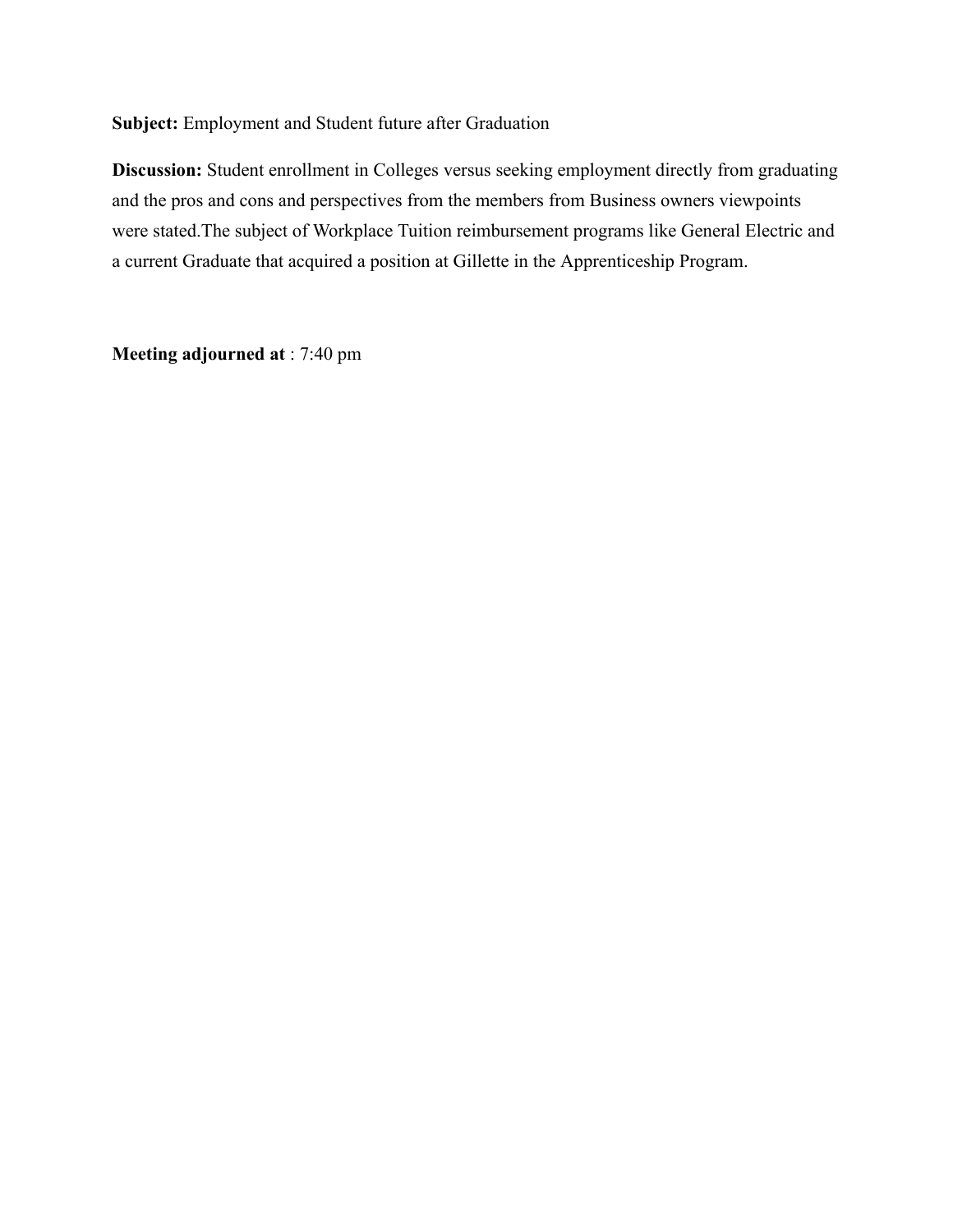**Subject:** Employment and Student future after Graduation

**Discussion:** Student enrollment in Colleges versus seeking employment directly from graduating and the pros and cons and perspectives from the members from Business owners viewpoints were stated.The subject of Workplace Tuition reimbursement programs like General Electric and a current Graduate that acquired a position at Gillette in the Apprenticeship Program.

**Meeting adjourned at** : 7:40 pm